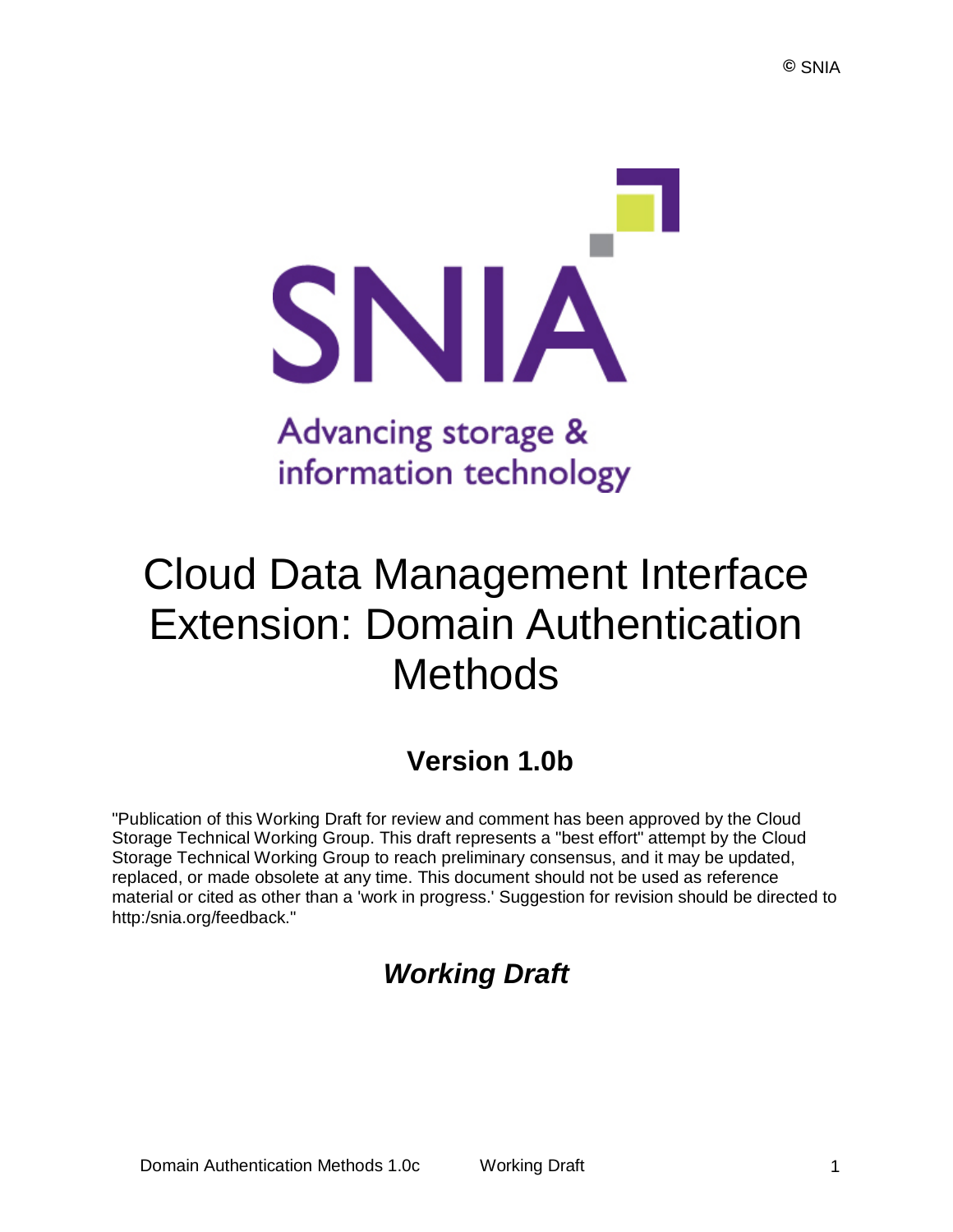© SNIA

SNIA

Advancing storage & information technology

# Cloud Data Management Interface Extension: Domain Authentication Methods

## Version 1.0b

"Publication of this Working Draft for review and comment has been approved by the Cloud Storage Technical Working Group. This draft represents a "best effort" attempt by the Cloud Storage Technical Working Group to reach preliminary consensus, and it may be updated, replaced, or made obsolete at any time. This document should not be used as reference material or cited as other than a 'work in progress.' Suggestion for revision should be directed to http:/snia.org/feedback."

## *Working Draft*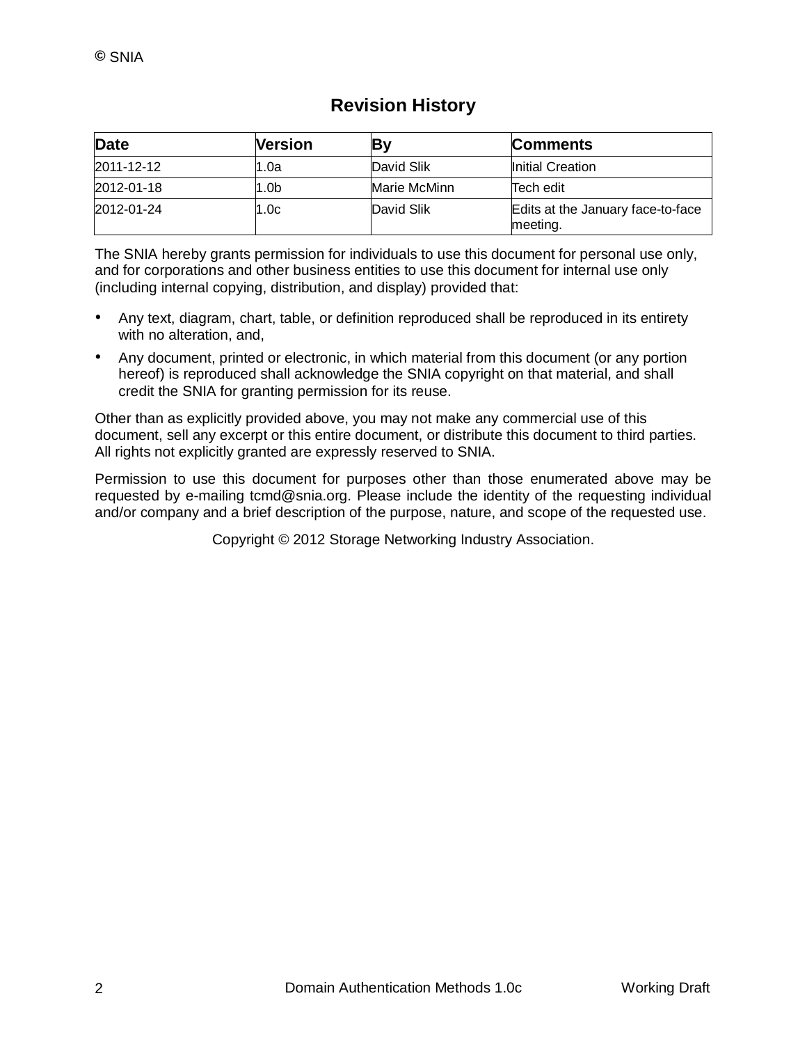## Revision History

| Date | Version | By | Comments |
|---|---|---|---|
| 2011-12-12 | 1.0a | David Slik | Initial Creation |
| 2012-01-18 | 1.0b | Marie McMinn | Tech edit |
| 2012-01-24 | 1.0c | David Slik | Edits at the January face-to-face meeting. |

The SNIA hereby grants permission for individuals to use this document for personal use only, and for corporations and other business entities to use this document for internal use only (including internal copying, distribution, and display) provided that:

- Any text, diagram, chart, table, or definition reproduced shall be reproduced in its entirety with no alteration, and,
- Any document, printed or electronic, in which material from this document (or any portion hereof) is reproduced shall acknowledge the SNIA copyright on that material, and shall credit the SNIA for granting permission for its reuse.

Other than as explicitly provided above, you may not make any commercial use of this document, sell any excerpt or this entire document, or distribute this document to third parties. All rights not explicitly granted are expressly reserved to SNIA.

Permission to use this document for purposes other than those enumerated above may be requested by e-mailing tcmd@snia.org. Please include the identity of the requesting individual and/or company and a brief description of the purpose, nature, and scope of the requested use.

Copyright © 2012 Storage Networking Industry Association.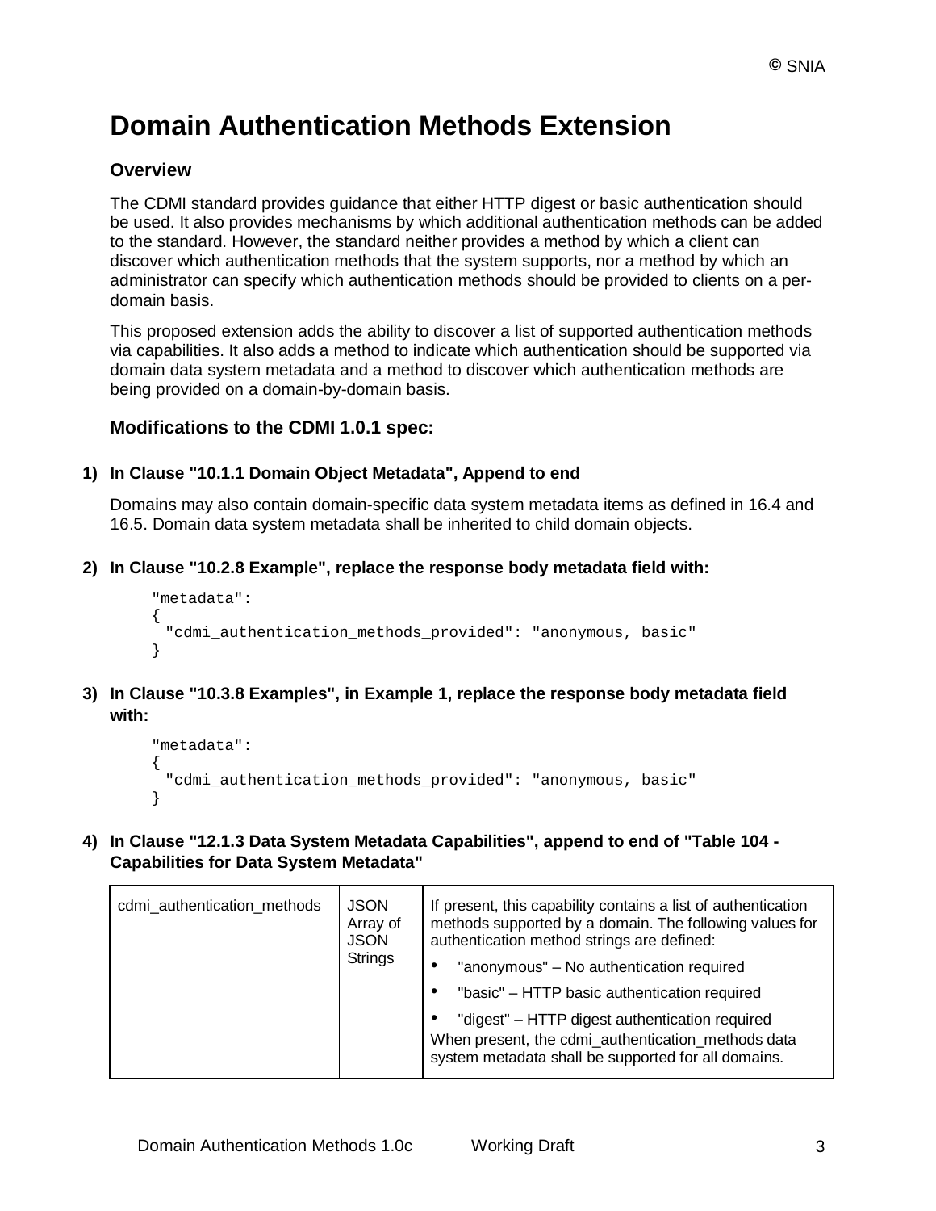# Domain Authentication Methods Extension

## Overview

The CDMI standard provides guidance that either HTTP digest or basic authentication should be used. It also provides mechanisms by which additional authentication methods can be added to the standard. However, the standard neither provides a method by which a client can discover which authentication methods that the system supports, nor a method by which an administrator can specify which authentication methods should be provided to clients on a per-domain basis.

This proposed extension adds the ability to discover a list of supported authentication methods via capabilities. It also adds a method to indicate which authentication should be supported via domain data system metadata and a method to discover which authentication methods are being provided on a domain-by-domain basis.

## Modifications to the CDMI 1.0.1 spec:

**1) In Clause "10.1.1 Domain Object Metadata", Append to end**

Domains may also contain domain-specific data system metadata items as defined in 16.4 and 16.5. Domain data system metadata shall be inherited to child domain objects.

**2) In Clause "10.2.8 Example", replace the response body metadata field with:**

```
"metadata":
{
  "cdmi_authentication_methods_provided": "anonymous, basic"
}
```

**3) In Clause "10.3.8 Examples", in Example 1, replace the response body metadata field with:**

```
"metadata":
{
  "cdmi_authentication_methods_provided": "anonymous, basic"
}
```

**4) In Clause "12.1.3 Data System Metadata Capabilities", append to end of "Table 104 - Capabilities for Data System Metadata"**

| | | |
|---|---|---|
| cdmi_authentication_methods | JSON Array of JSON Strings | If present, this capability contains a list of authentication methods supported by a domain. The following values for authentication method strings are defined:<br>• "anonymous" – No authentication required<br>• "basic" – HTTP basic authentication required<br>• "digest" – HTTP digest authentication required<br>When present, the cdmi_authentication_methods data system metadata shall be supported for all domains. |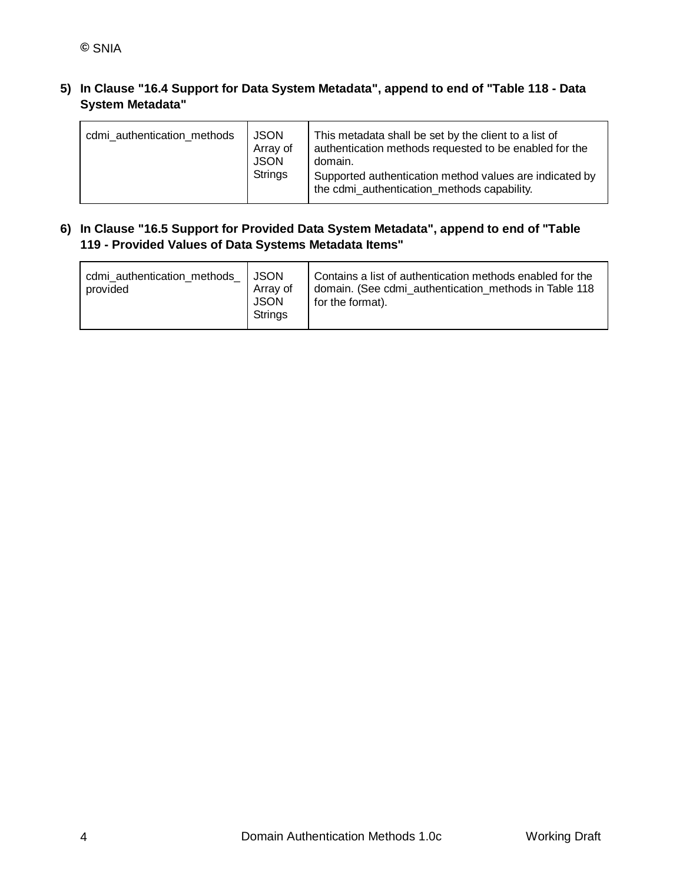5) **In Clause "16.4 Support for Data System Metadata", append to end of "Table 118 - Data System Metadata"**

| | | |
|---|---|---|
| cdmi_authentication_methods | JSON Array of JSON Strings | This metadata shall be set by the client to a list of authentication methods requested to be enabled for the domain.<br>Supported authentication method values are indicated by the cdmi_authentication_methods capability. |

6) **In Clause "16.5 Support for Provided Data System Metadata", append to end of "Table 119 - Provided Values of Data Systems Metadata Items"**

| | | |
|---|---|---|
| cdmi_authentication_methods_provided | JSON Array of JSON Strings | Contains a list of authentication methods enabled for the domain. (See cdmi_authentication_methods in Table 118 for the format). |